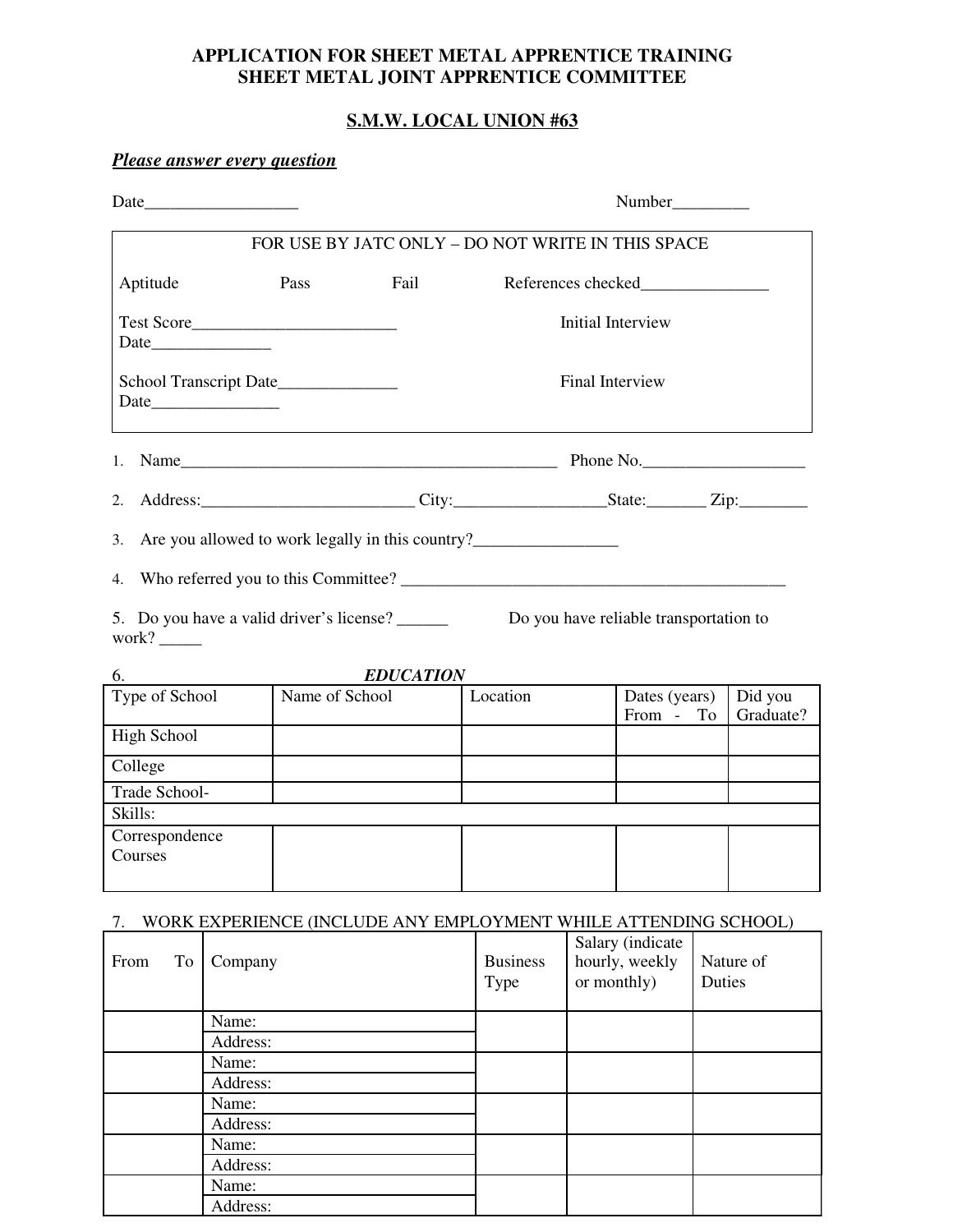**APPLICATION FOR SHEET METAL APPRENTICE TRAINING**
**SHEET METAL JOINT APPRENTICE COMMITTEE**

**S.M.W. LOCAL UNION #63**

***Please answer every question***

Date__________________ Number_________

| FOR USE BY JATC ONLY – DO NOT WRITE IN THIS SPACE | |
|---|---|
| Aptitude Pass Fail | References checked_______________ |
| Test Score________________________ Date______________ | Initial Interview |
| School Transcript Date______________ Date_______________ | Final Interview |

1. Name______________________________________________ Phone No.___________________

2. Address:_________________________ City:_________________State:_______ Zip:________

3. Are you allowed to work legally in this country?_________________

4. Who referred you to this Committee? _______________________________________________

5. Do you have a valid driver's license? ______ Do you have reliable transportation to work? _____

6. ***EDUCATION***

| Type of School | Name of School | Location | Dates (years) From - To | Did you Graduate? |
|---|---|---|---|---|
| High School | | | | |
| College | | | | |
| Trade School- | | | | |
| Skills: | | | | |
| Correspondence Courses | | | | |

7. WORK EXPERIENCE (INCLUDE ANY EMPLOYMENT WHILE ATTENDING SCHOOL)

| From To | Company | Business Type | Salary (indicate hourly, weekly or monthly) | Nature of Duties |
|---|---|---|---|---|
| | Name:<br>Address: | | | |
| | Name:<br>Address: | | | |
| | Name:<br>Address: | | | |
| | Name:<br>Address: | | | |
| | Name:<br>Address: | | | |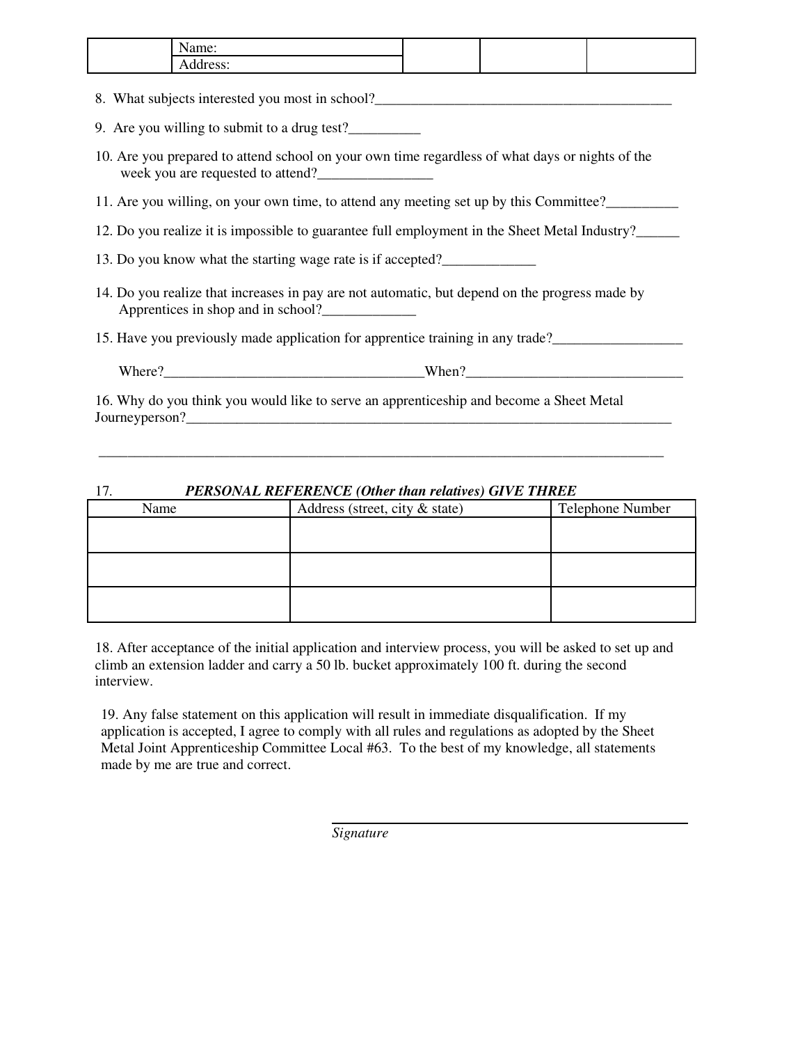| | | | | |
|---|---|---|---|---|
| | Name:<br>Address: | | | |

8. What subjects interested you most in school?__________________________________________

9. Are you willing to submit to a drug test?__________

10. Are you prepared to attend school on your own time regardless of what days or nights of the week you are requested to attend?________________

11. Are you willing, on your own time, to attend any meeting set up by this Committee?__________

12. Do you realize it is impossible to guarantee full employment in the Sheet Metal Industry?______

13. Do you know what the starting wage rate is if accepted?_____________

14. Do you realize that increases in pay are not automatic, but depend on the progress made by Apprentices in shop and in school?_____________

15. Have you previously made application for apprentice training in any trade?__________________

Where?____________________________________When?_______________________________

16. Why do you think you would like to serve an apprenticeship and become a Sheet Metal Journeyperson?_________________________________________________________________________

_________________________________________________________________________________

17. ***PERSONAL REFERENCE (Other than relatives) GIVE THREE***

| Name | Address (street, city & state) | Telephone Number |
|---|---|---|
| | | |
| | | |
| | | |

18. After acceptance of the initial application and interview process, you will be asked to set up and climb an extension ladder and carry a 50 lb. bucket approximately 100 ft. during the second interview.

19. Any false statement on this application will result in immediate disqualification. If my application is accepted, I agree to comply with all rules and regulations as adopted by the Sheet Metal Joint Apprenticeship Committee Local #63. To the best of my knowledge, all statements made by me are true and correct.

_______________________________________

*Signature*